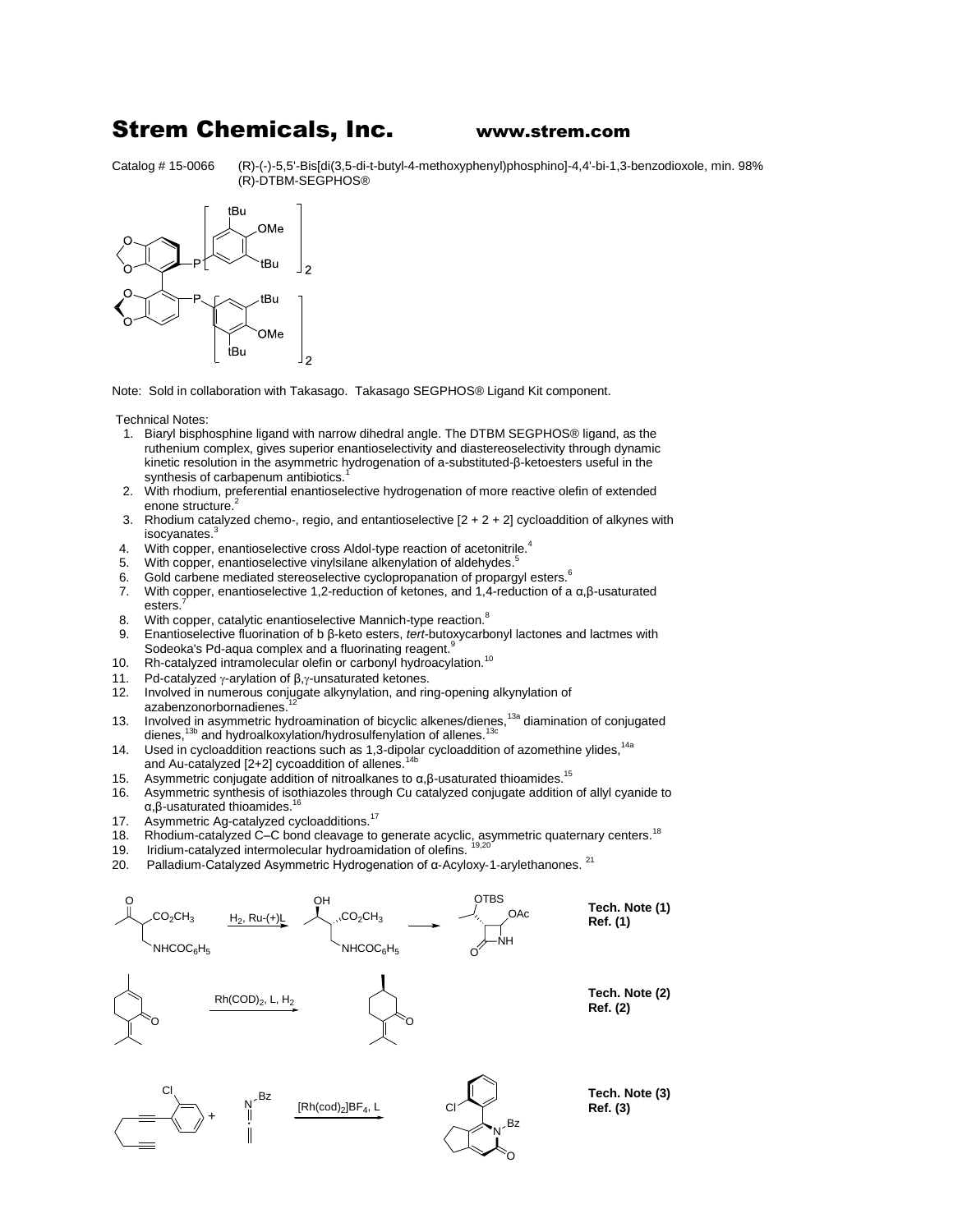# Strem Chemicals, Inc. www.strem.com

Catalog # 15-0066 (R)-(-)-5,5'-Bis[di(3,5-di-t-butyl-4-methoxyphenyl)phosphino]-4,4'-bi-1,3-benzodioxole, min. 98%
(R)-DTBM-SEGPHOS®

Note: Sold in collaboration with Takasago. Takasago SEGPHOS® Ligand Kit component.

Technical Notes:

1. Biaryl bisphosphine ligand with narrow dihedral angle. The DTBM SEGPHOS® ligand, as the ruthenium complex, gives superior enantioselectivity and diastereoselectivity through dynamic kinetic resolution in the asymmetric hydrogenation of a-substituted-β-ketoesters useful in the synthesis of carbapenum antibiotics.[1]
2. With rhodium, preferential enantioselective hydrogenation of more reactive olefin of extended enone structure.[2]
3. Rhodium catalyzed chemo-, regio, and entantioselective [2 + 2 + 2] cycloaddition of alkynes with isocyanates.[3]
4. With copper, enantioselective cross Aldol-type reaction of acetonitrile.[4]
5. With copper, enantioselective vinylsilane alkenylation of aldehydes.[5]
6. Gold carbene mediated stereoselective cyclopropanation of propargyl esters.[6]
7. With copper, enantioselective 1,2-reduction of ketones, and 1,4-reduction of a α,β-usaturated esters.[7]
8. With copper, catalytic enantioselective Mannich-type reaction.[8]
9. Enantioselective fluorination of b β-keto esters, *tert*-butoxycarbonyl lactones and lactmes with Sodeoka's Pd-aqua complex and a fluorinating reagent.[9]
10. Rh-catalyzed intramolecular olefin or carbonyl hydroacylation.[10]
11. Pd-catalyzed γ-arylation of β,γ-unsaturated ketones.
12. Involved in numerous conjugate alkynylation, and ring-opening alkynylation of azabenzonorbornadienes.[12]
13. Involved in asymmetric hydroamination of bicyclic alkenes/dienes,[13a] diamination of conjugated dienes,[13b] and hydroalkoxylation/hydrosulfenylation of allenes.[13c]
14. Used in cycloaddition reactions such as 1,3-dipolar cycloaddition of azomethine ylides,[14a] and Au-catalyzed [2+2] cycoaddition of allenes.[14b]
15. Asymmetric conjugate addition of nitroalkanes to α,β-usaturated thioamides.[15]
16. Asymmetric synthesis of isothiazoles through Cu catalyzed conjugate addition of allyl cyanide to α,β-usaturated thioamides.[16]
17. Asymmetric Ag-catalyzed cycloadditions.[17]
18. Rhodium-catalyzed C–C bond cleavage to generate acyclic, asymmetric quaternary centers.[18]
19. Iridium-catalyzed intermolecular hydroamidation of olefins.[19,20]
20. Palladium-Catalyzed Asymmetric Hydrogenation of α-Acyloxy-1-arylethanones.[21]

$H_2$, Ru-(+)L

**Tech. Note (1)**
**Ref. (1)**

$Rh(COD)_2$, L, $H_2$

**Tech. Note (2)**
**Ref. (2)**

$[Rh(cod)_2]BF_4$, L

**Tech. Note (3)**
**Ref. (3)**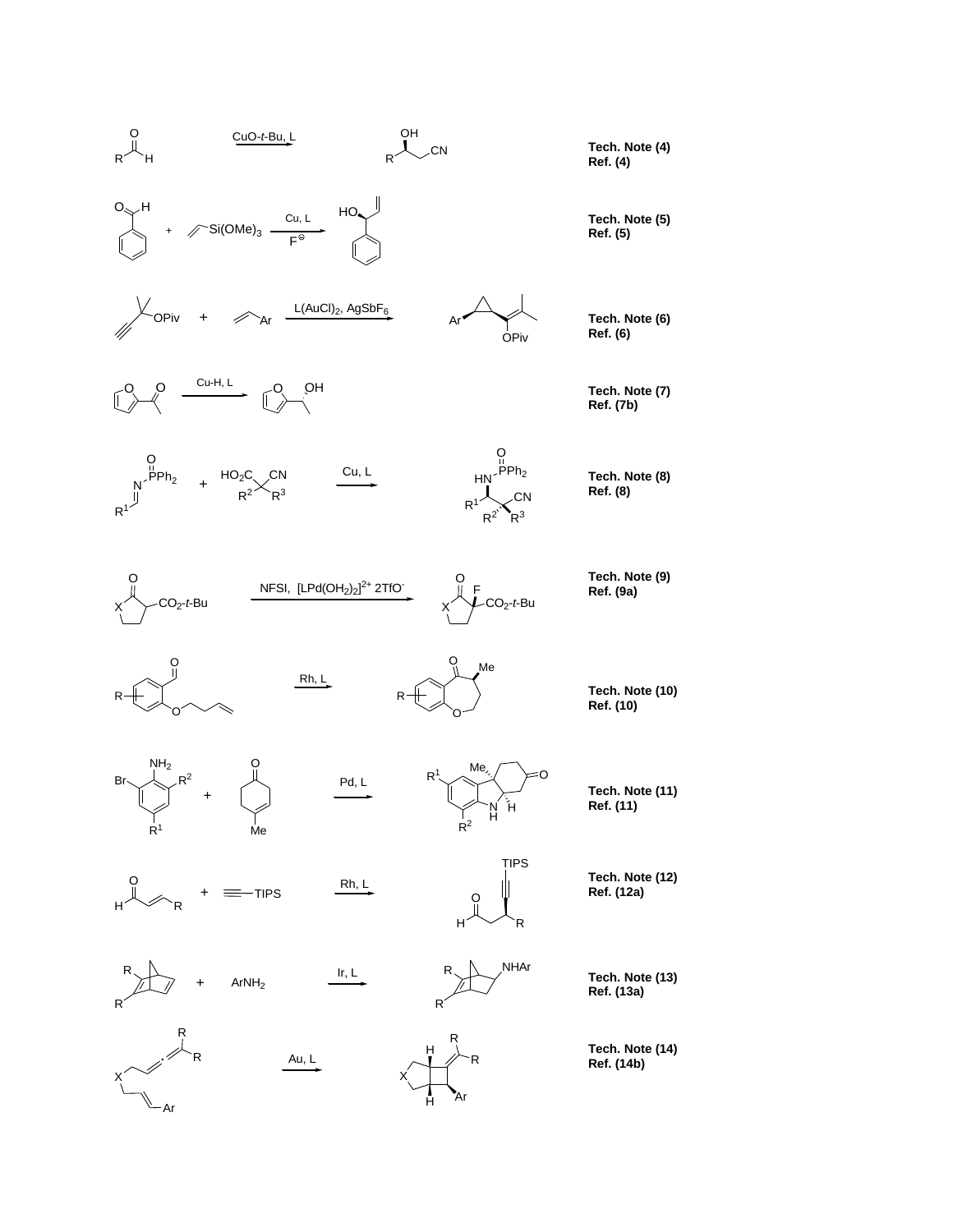| Reaction | Reagents | Reference |
| --- | --- | --- |
| RCHO → R–CH(OH)–CH$_2$CN | CuO-*t*-Bu, L | **Tech. Note (4)** **Ref. (4)** |
| PhCHO + $CH_2$=CH–Si(OMe)$_3$ → PhCH(OH)CH=$CH_2$ | Cu, L; $F^{\ominus}$ | **Tech. Note (5)** **Ref. (5)** |
| Propargyl pivalate + $CH_2$=CH–Ar → Ar-substituted cyclopropane (C=C(Me)$_2$, OPiv) | L(AuCl)$_2$, $AgSbF_6$ | **Tech. Note (6)** **Ref. (6)** |
| 2-Acetylfuran → 1-(2-furyl)ethanol | Cu-H, L | **Tech. Note (7)** **Ref. (7b)** |
| $R^1$CH=N–P(O)Ph$_2$ + $HO_2C$–C($R^2$)($R^3$)–CN → $Ph_2$P(O)NH–CH($R^1$)–C($R^2$)($R^3$)CN | Cu, L | **Tech. Note (8)** **Ref. (8)** |
| Cyclic β-keto ester (X) → α-fluoro β-keto ester | NFSI, $[LPd(OH_2)_2]^{2+}$ 2TfO$^-$ | **Tech. Note (9)** **Ref. (9a)** |
| 2-(but-3-enyloxy)benzaldehyde → benzoxepinone (Me) | Rh, L | **Tech. Note (10)** **Ref. (10)** |
| 2-Bromoaniline ($R^1$, $R^2$) + 4-methylcyclohex-3-enone → hexahydrocarbazolone | Pd, L | **Tech. Note (11)** **Ref. (11)** |
| Enal (R) + H–≡–TIPS → β-alkynyl aldehyde | Rh, L | **Tech. Note (12)** **Ref. (12a)** |
| Norbornadiene (R, R) + $ArNH_2$ → exo-NHAr norbornene | Ir, L | **Tech. Note (13)** **Ref. (13a)** |
| Allene-ene (X, Ar, R, R) → bicyclo[3.2.0] product | Au, L | **Tech. Note (14)** **Ref. (14b)** |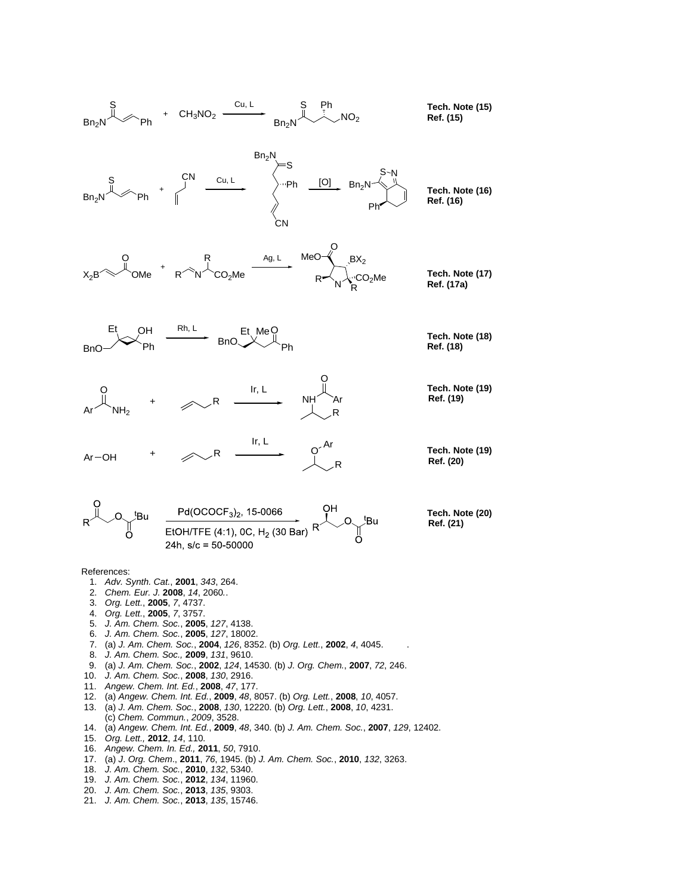Tech. Note (15)
Ref. (15)

Tech. Note (16)
Ref. (16)

Tech. Note (17)
Ref. (17a)

Tech. Note (18)
Ref. (18)

Tech. Note (19)
Ref. (19)

Tech. Note (19)
Ref. (20)

Tech. Note (20)
Ref. (21)

References:

1. *Adv. Synth. Cat.*, **2001**, *343*, 264.
2. *Chem. Eur. J.* **2008**, *14*, 2060..
3. *Org. Lett.*, **2005**, *7*, 4737.
4. *Org. Lett.*, **2005**, *7*, 3757.
5. *J. Am. Chem. Soc.*, **2005**, *127*, 4138.
6. *J. Am. Chem. Soc.*, **2005**, *127*, 18002.
7. (a) *J. Am. Chem. Soc.*, **2004**, *126*, 8352. (b) *Org. Lett.*, **2002**, *4*, 4045.
8. *J. Am. Chem. Soc.,* **2009**, *131*, 9610.
9. (a) *J. Am. Chem. Soc.*, **2002**, *124*, 14530. (b) *J. Org. Chem.*, **2007**, *72*, 246.
10. *J. Am. Chem. Soc.*, **2008**, *130*, 2916.
11. *Angew. Chem. Int. Ed.*, **2008**, *47*, 177.
12. (a) *Angew. Chem. Int. Ed.*, **2009**, *48*, 8057. (b) *Org. Lett.*, **2008**, *10*, 4057.
13. (a) *J. Am. Chem. Soc.*, **2008**, *130*, 12220. (b) *Org. Lett.*, **2008**, *10*, 4231. (c) *Chem. Commun.*, *2009*, 3528.
14. (a) *Angew. Chem. Int. Ed.*, **2009**, *48*, 340. (b) *J. Am. Chem. Soc.*, **2007**, *129*, 12402.
15. *Org. Lett.,* **2012**, *14*, 110.
16. *Angew. Chem. In. Ed.,* **2011**, *50*, 7910.
17. (a) *J. Org. Chem*., **2011**, *76*, 1945. (b) *J. Am. Chem. Soc.*, **2010**, *132*, 3263.
18. *J. Am. Chem. Soc.*, **2010**, *132*, 5340.
19. *J. Am. Chem. Soc.*, **2012**, *134*, 11960.
20. *J. Am. Chem. Soc.*, **2013**, *135*, 9303.
21. *J. Am. Chem. Soc.*, **2013**, *135*, 15746.